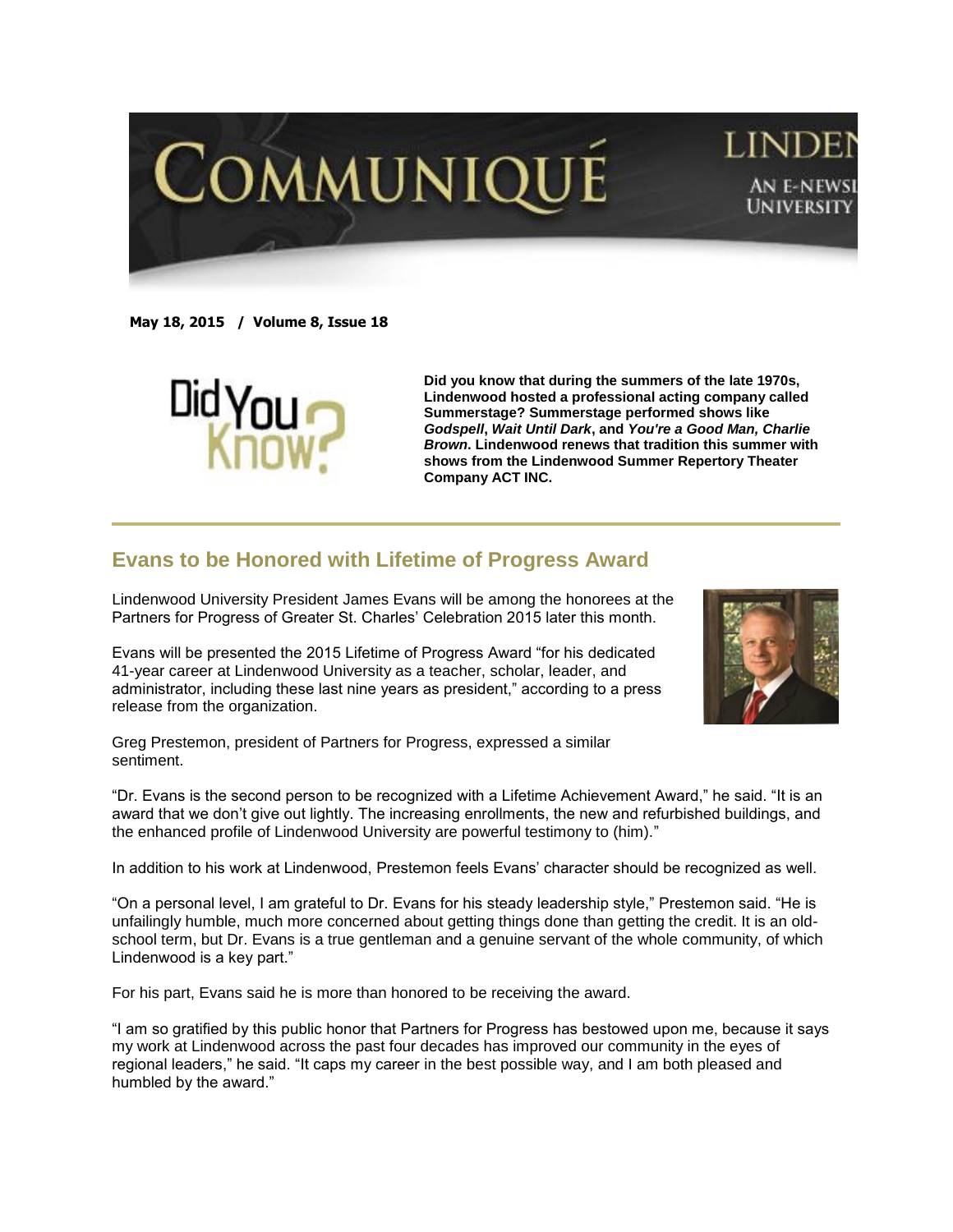# COMMUNIQUÉ

LINDEN

AN E-NEWSL UNIVERSITY

**May 18, 2015 / Volume 8, Issue 18**

Did You Know?

**Did you know that during the summers of the late 1970s, Lindenwood hosted a professional acting company called Summerstage? Summerstage performed shows like *Godspell*, *Wait Until Dark*, and *You're a Good Man, Charlie Brown*. Lindenwood renews that tradition this summer with shows from the Lindenwood Summer Repertory Theater Company ACT INC.**

## Evans to be Honored with Lifetime of Progress Award

Lindenwood University President James Evans will be among the honorees at the Partners for Progress of Greater St. Charles' Celebration 2015 later this month.

Evans will be presented the 2015 Lifetime of Progress Award "for his dedicated 41-year career at Lindenwood University as a teacher, scholar, leader, and administrator, including these last nine years as president," according to a press release from the organization.

Greg Prestemon, president of Partners for Progress, expressed a similar sentiment.

"Dr. Evans is the second person to be recognized with a Lifetime Achievement Award," he said. "It is an award that we don't give out lightly. The increasing enrollments, the new and refurbished buildings, and the enhanced profile of Lindenwood University are powerful testimony to (him)."

In addition to his work at Lindenwood, Prestemon feels Evans' character should be recognized as well.

"On a personal level, I am grateful to Dr. Evans for his steady leadership style," Prestemon said. "He is unfailingly humble, much more concerned about getting things done than getting the credit. It is an old-school term, but Dr. Evans is a true gentleman and a genuine servant of the whole community, of which Lindenwood is a key part."

For his part, Evans said he is more than honored to be receiving the award.

"I am so gratified by this public honor that Partners for Progress has bestowed upon me, because it says my work at Lindenwood across the past four decades has improved our community in the eyes of regional leaders," he said. "It caps my career in the best possible way, and I am both pleased and humbled by the award."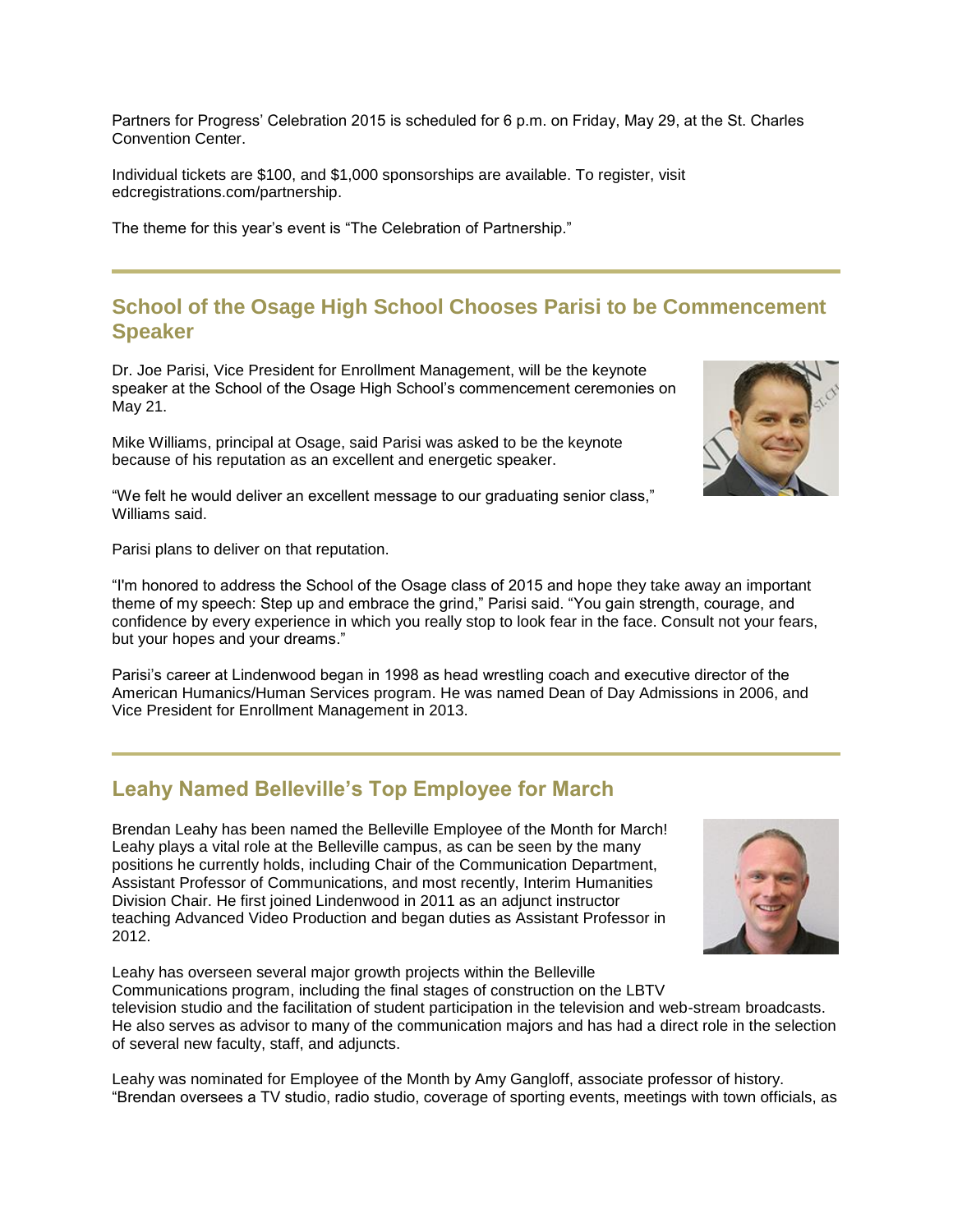Partners for Progress' Celebration 2015 is scheduled for 6 p.m. on Friday, May 29, at the St. Charles Convention Center.

Individual tickets are $100, and $1,000 sponsorships are available. To register, visit edcregistrations.com/partnership.

The theme for this year's event is "The Celebration of Partnership."

---

## School of the Osage High School Chooses Parisi to be Commencement Speaker

Dr. Joe Parisi, Vice President for Enrollment Management, will be the keynote speaker at the School of the Osage High School's commencement ceremonies on May 21.

Mike Williams, principal at Osage, said Parisi was asked to be the keynote because of his reputation as an excellent and energetic speaker.

"We felt he would deliver an excellent message to our graduating senior class," Williams said.

Parisi plans to deliver on that reputation.

"I'm honored to address the School of the Osage class of 2015 and hope they take away an important theme of my speech: Step up and embrace the grind," Parisi said. "You gain strength, courage, and confidence by every experience in which you really stop to look fear in the face. Consult not your fears, but your hopes and your dreams."

Parisi's career at Lindenwood began in 1998 as head wrestling coach and executive director of the American Humanics/Human Services program. He was named Dean of Day Admissions in 2006, and Vice President for Enrollment Management in 2013.

---

## Leahy Named Belleville's Top Employee for March

Brendan Leahy has been named the Belleville Employee of the Month for March! Leahy plays a vital role at the Belleville campus, as can be seen by the many positions he currently holds, including Chair of the Communication Department, Assistant Professor of Communications, and most recently, Interim Humanities Division Chair. He first joined Lindenwood in 2011 as an adjunct instructor teaching Advanced Video Production and began duties as Assistant Professor in 2012.

Leahy has overseen several major growth projects within the Belleville Communications program, including the final stages of construction on the LBTV television studio and the facilitation of student participation in the television and web-stream broadcasts. He also serves as advisor to many of the communication majors and has had a direct role in the selection of several new faculty, staff, and adjuncts.

Leahy was nominated for Employee of the Month by Amy Gangloff, associate professor of history. "Brendan oversees a TV studio, radio studio, coverage of sporting events, meetings with town officials, as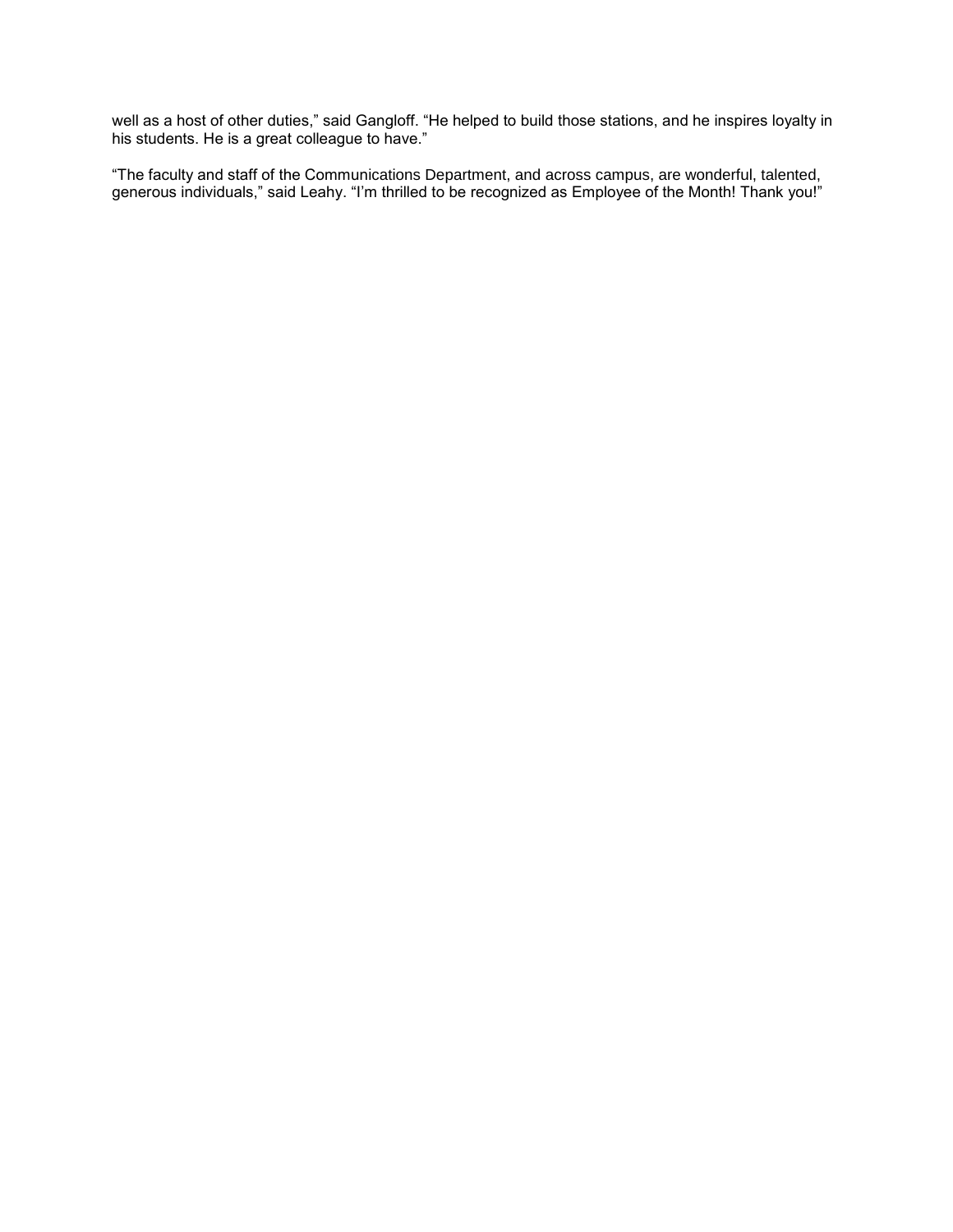well as a host of other duties," said Gangloff. "He helped to build those stations, and he inspires loyalty in his students. He is a great colleague to have."

"The faculty and staff of the Communications Department, and across campus, are wonderful, talented, generous individuals," said Leahy. "I'm thrilled to be recognized as Employee of the Month! Thank you!"